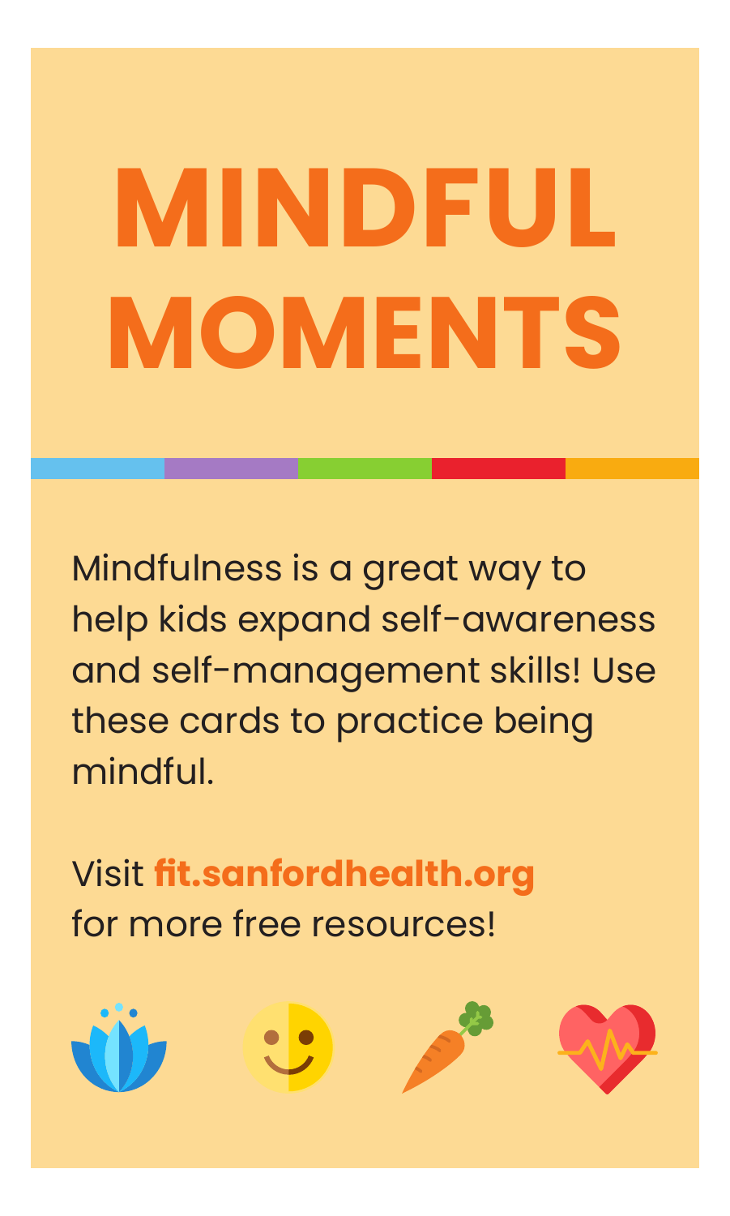# MINDFUL MOMENTS

Mindfulness is a great way to help kids expand self-awareness and self-management skills! Use these cards to practice being mindful.

Visit **fit.sanfordhealth.org** for more free resources!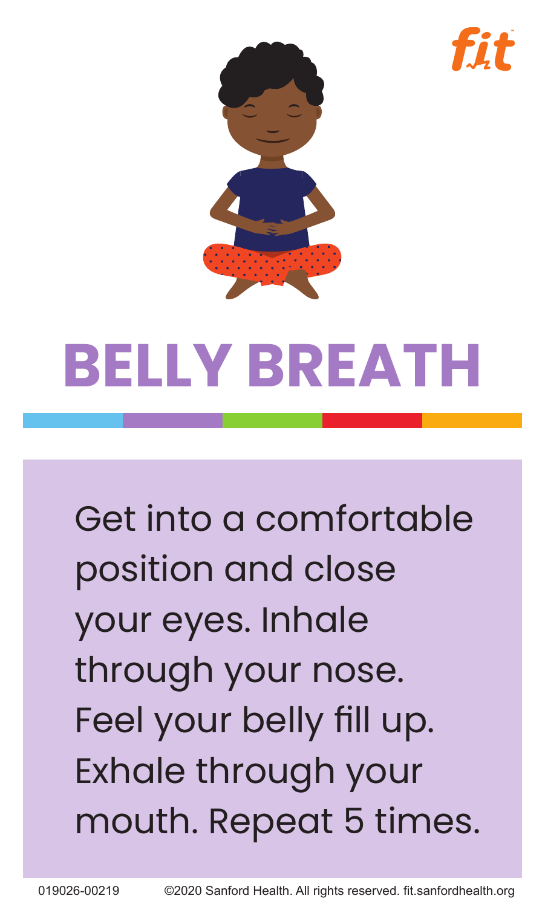# BELLY BREATH

Get into a comfortable position and close your eyes. Inhale through your nose. Feel your belly fill up. Exhale through your mouth. Repeat 5 times.

019026-00219 ©2020 Sanford Health. All rights reserved. fit.sanfordhealth.org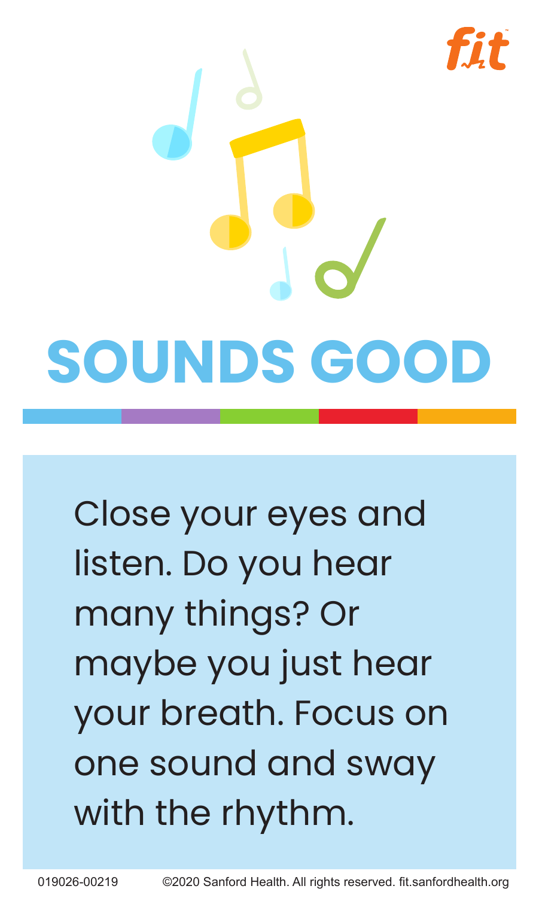# SOUNDS GOOD

Close your eyes and listen. Do you hear many things? Or maybe you just hear your breath. Focus on one sound and sway with the rhythm.

019026-00219 ©2020 Sanford Health. All rights reserved. fit.sanfordhealth.org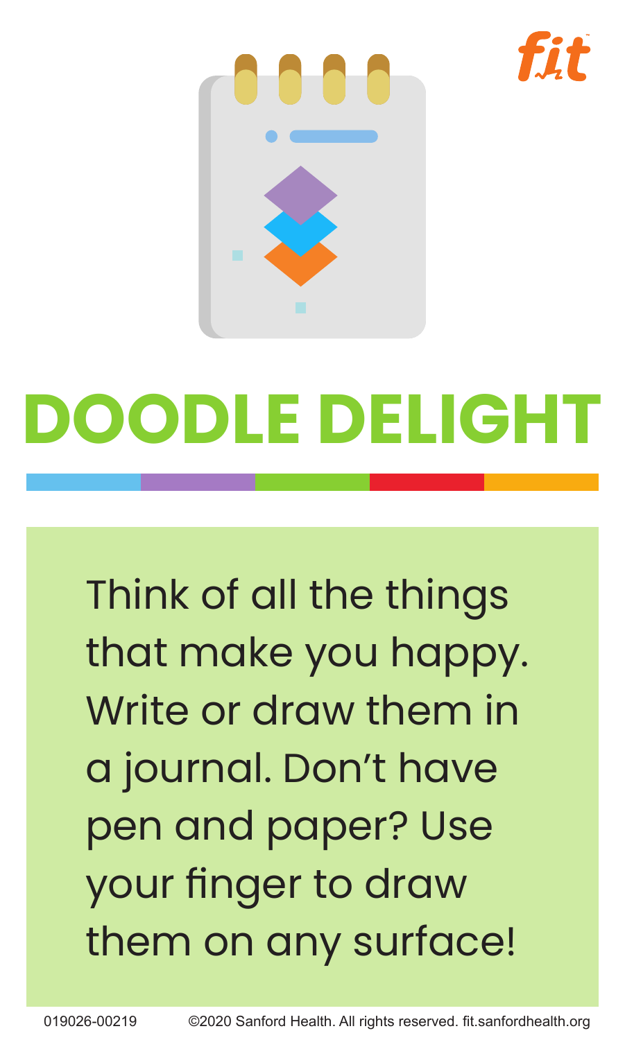fit

# DOODLE DELIGHT

Think of all the things that make you happy. Write or draw them in a journal. Don't have pen and paper? Use your finger to draw them on any surface!

019026-00219 ©2020 Sanford Health. All rights reserved. fit.sanfordhealth.org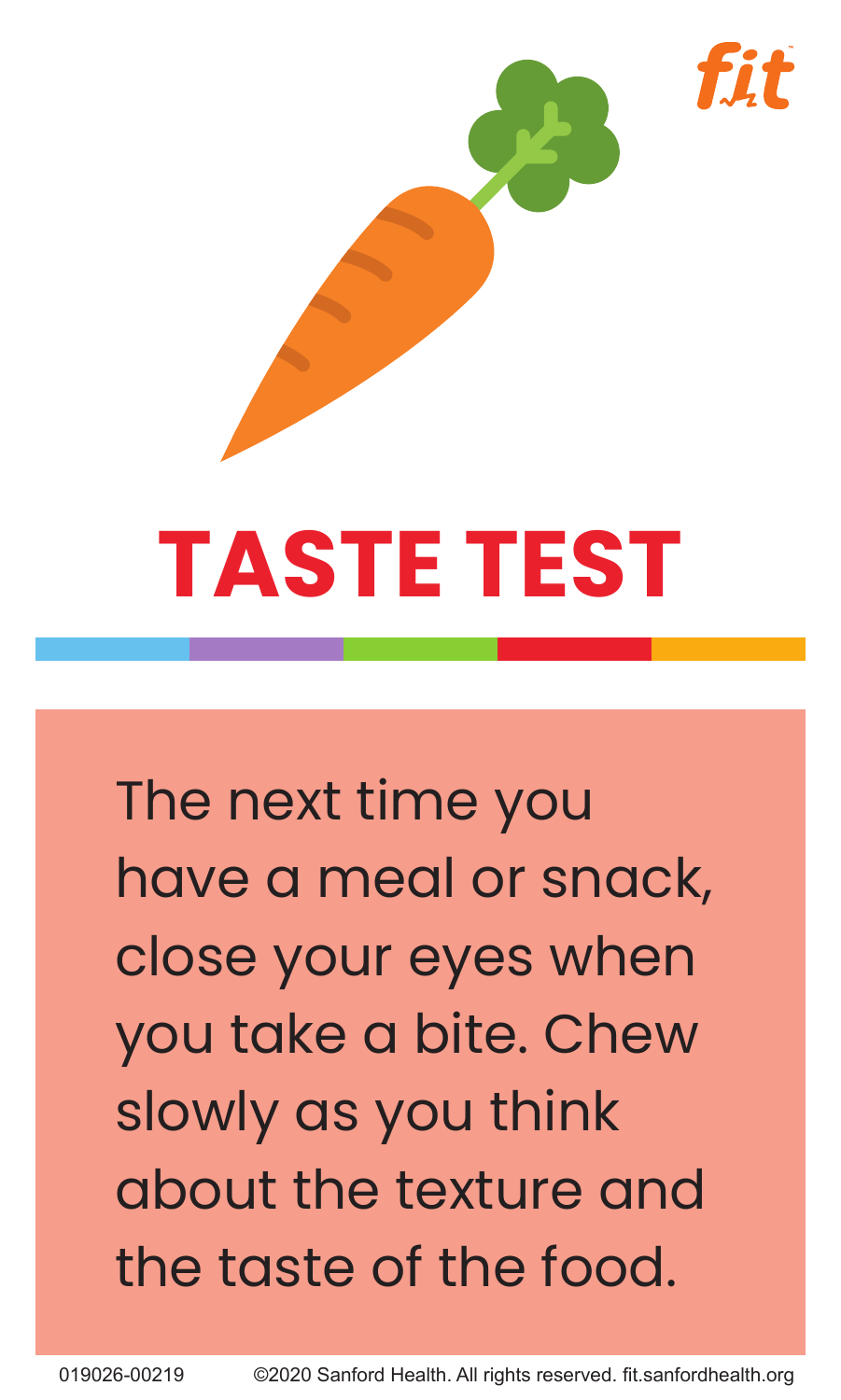# TASTE TEST

The next time you have a meal or snack, close your eyes when you take a bite. Chew slowly as you think about the texture and the taste of the food.

019026-00219 ©2020 Sanford Health. All rights reserved. fit.sanfordhealth.org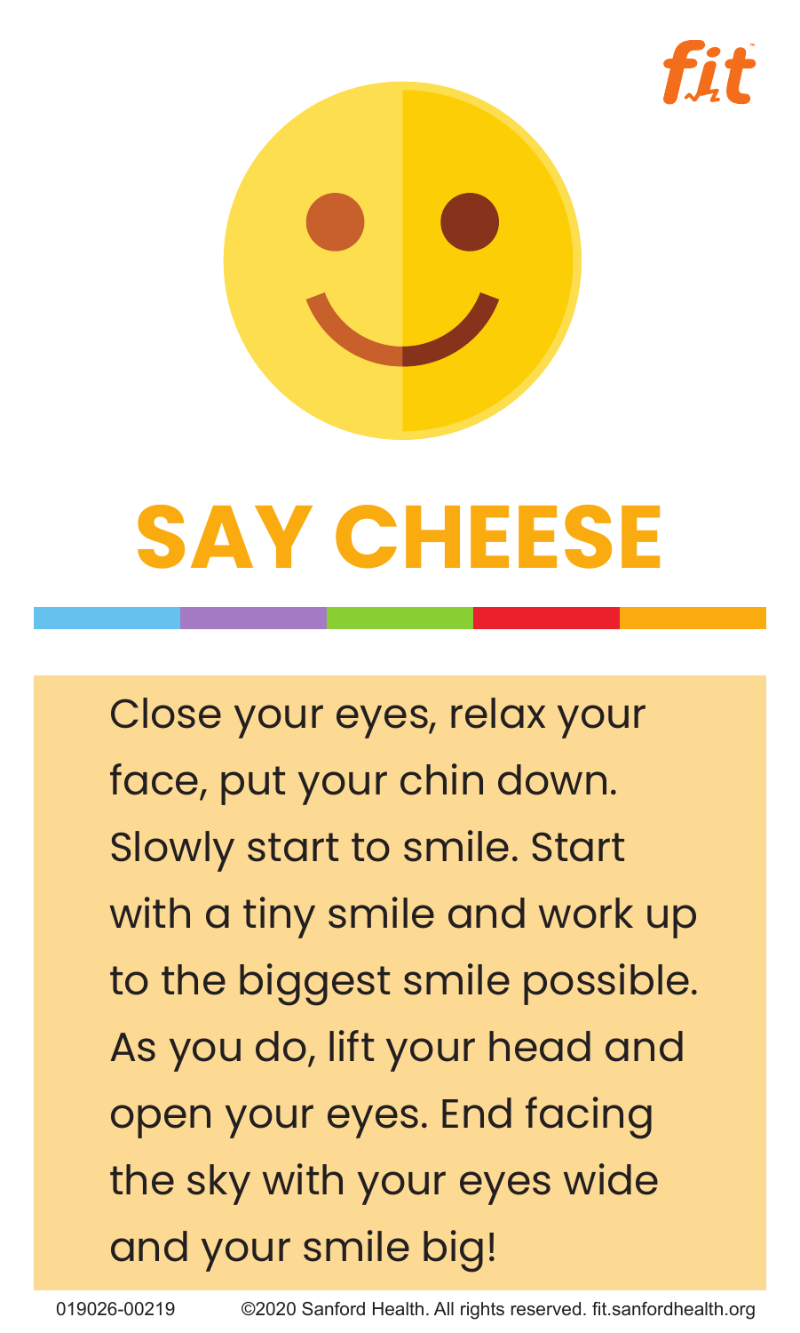# SAY CHEESE

Close your eyes, relax your face, put your chin down. Slowly start to smile. Start with a tiny smile and work up to the biggest smile possible. As you do, lift your head and open your eyes. End facing the sky with your eyes wide and your smile big!

019026-00219 ©2020 Sanford Health. All rights reserved. fit.sanfordhealth.org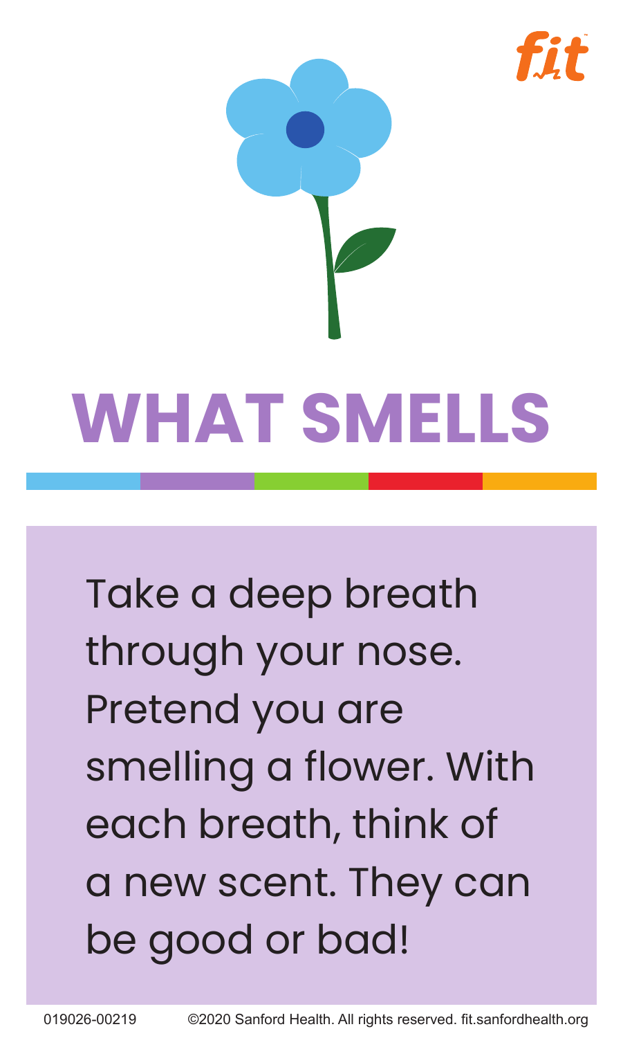# WHAT SMELLS

Take a deep breath through your nose. Pretend you are smelling a flower. With each breath, think of a new scent. They can be good or bad!

019026-00219 ©2020 Sanford Health. All rights reserved. fit.sanfordhealth.org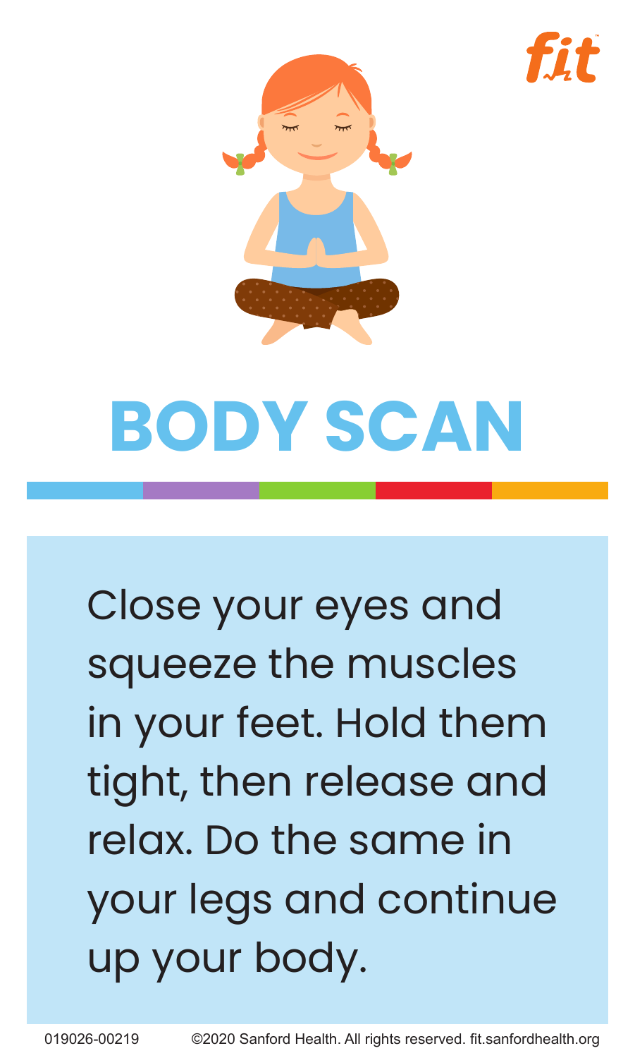# BODY SCAN

Close your eyes and squeeze the muscles in your feet. Hold them tight, then release and relax. Do the same in your legs and continue up your body.

019026-00219 ©2020 Sanford Health. All rights reserved. fit.sanfordhealth.org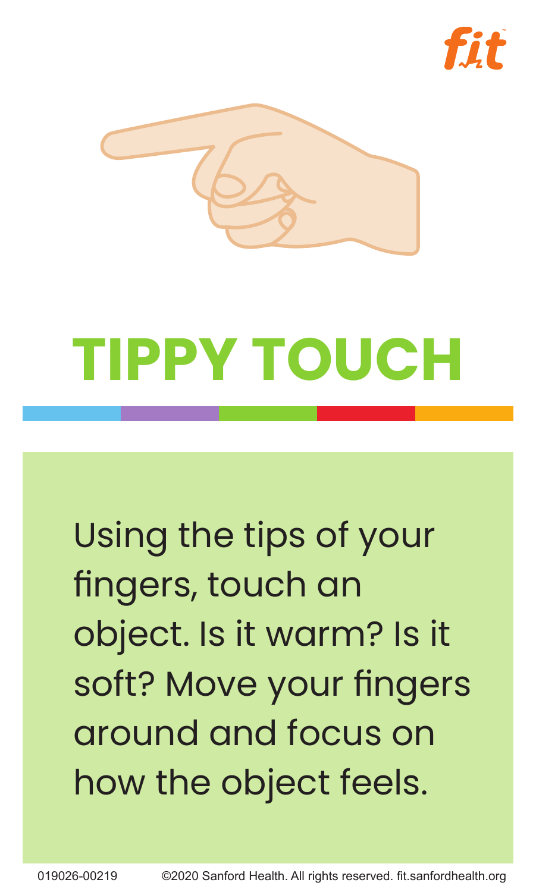# TIPPY TOUCH

Using the tips of your fingers, touch an object. Is it warm? Is it soft? Move your fingers around and focus on how the object feels.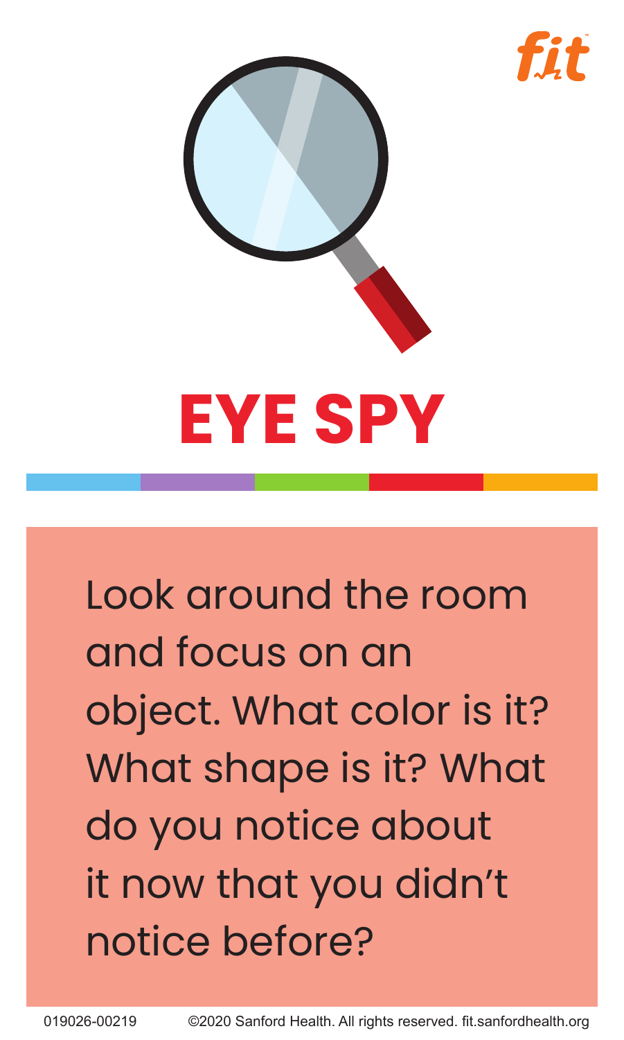# EYE SPY

Look around the room and focus on an object. What color is it? What shape is it? What do you notice about it now that you didn't notice before?

019026-00219 ©2020 Sanford Health. All rights reserved. fit.sanfordhealth.org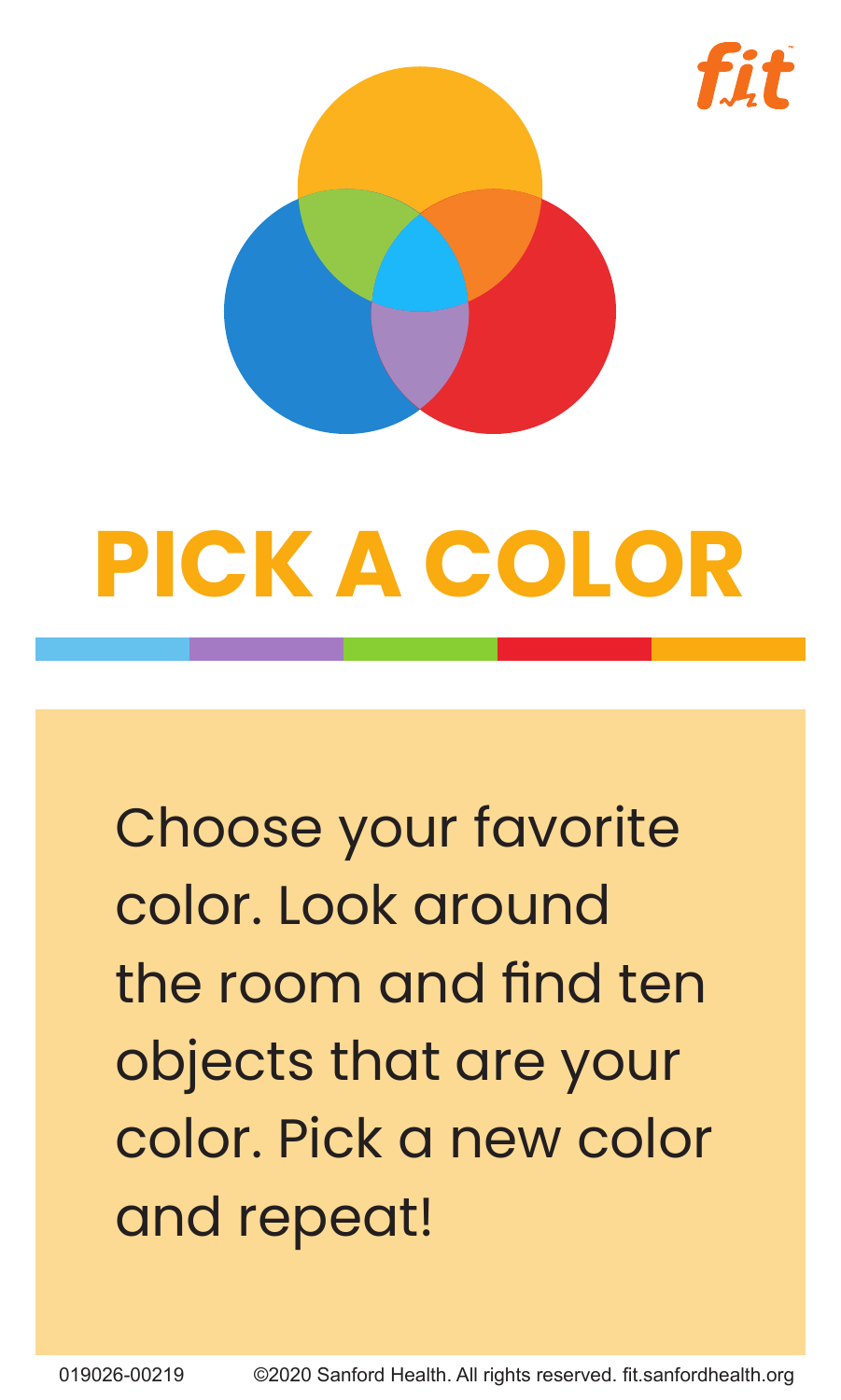# PICK A COLOR

Choose your favorite color. Look around the room and find ten objects that are your color. Pick a new color and repeat!

019026-00219 ©2020 Sanford Health. All rights reserved. fit.sanfordhealth.org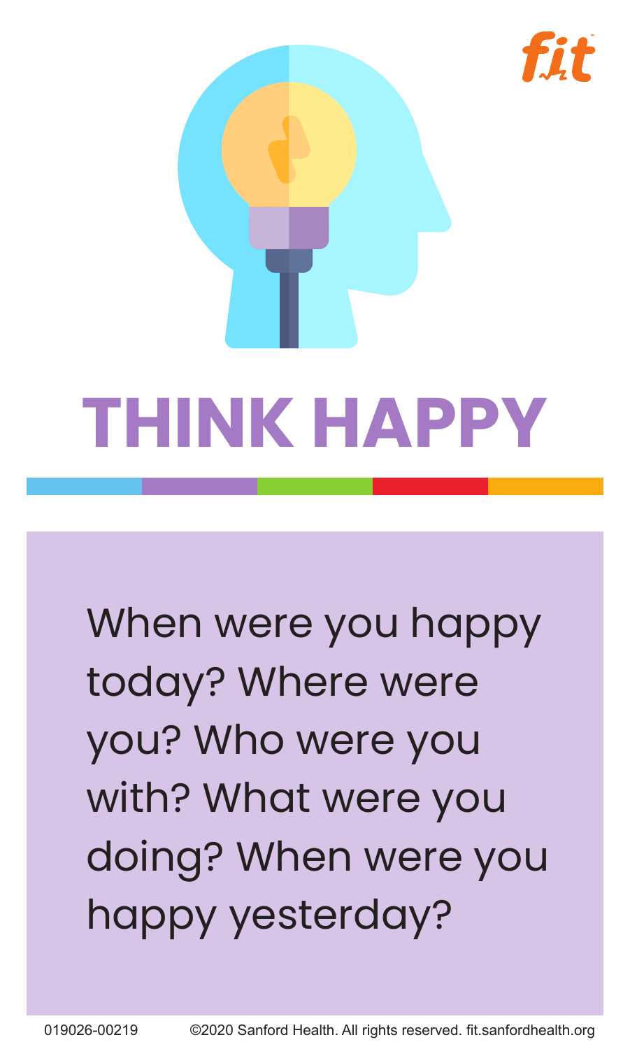# THINK HAPPY

When were you happy today? Where were you? Who were you with? What were you doing? When were you happy yesterday?

019026-00219 ©2020 Sanford Health. All rights reserved. fit.sanfordhealth.org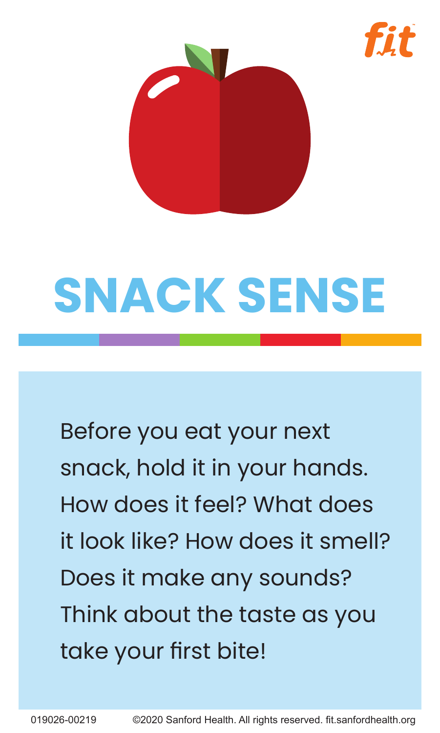# SNACK SENSE

Before you eat your next snack, hold it in your hands. How does it feel? What does it look like? How does it smell? Does it make any sounds? Think about the taste as you take your first bite!

019026-00219 ©2020 Sanford Health. All rights reserved. fit.sanfordhealth.org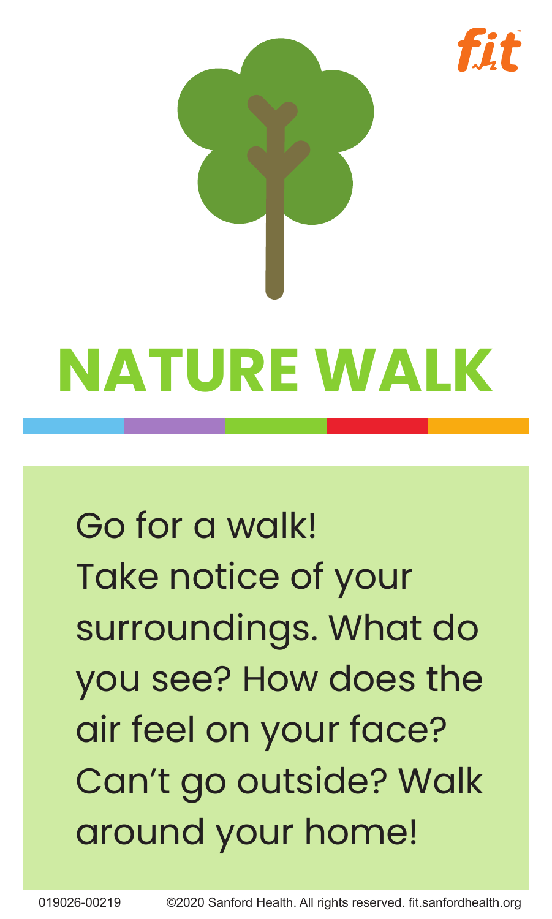# NATURE WALK

Go for a walk!
Take notice of your surroundings. What do you see? How does the air feel on your face?
Can't go outside? Walk around your home!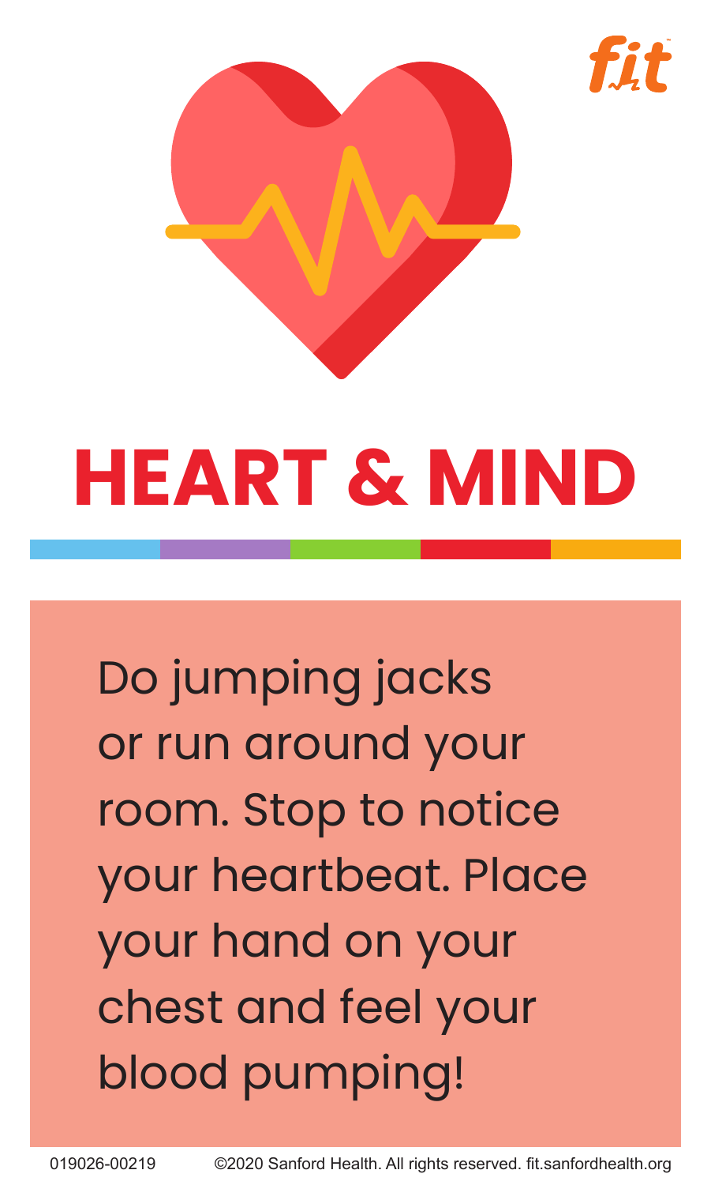# HEART & MIND

Do jumping jacks or run around your room. Stop to notice your heartbeat. Place your hand on your chest and feel your blood pumping!

019026-00219 ©2020 Sanford Health. All rights reserved. fit.sanfordhealth.org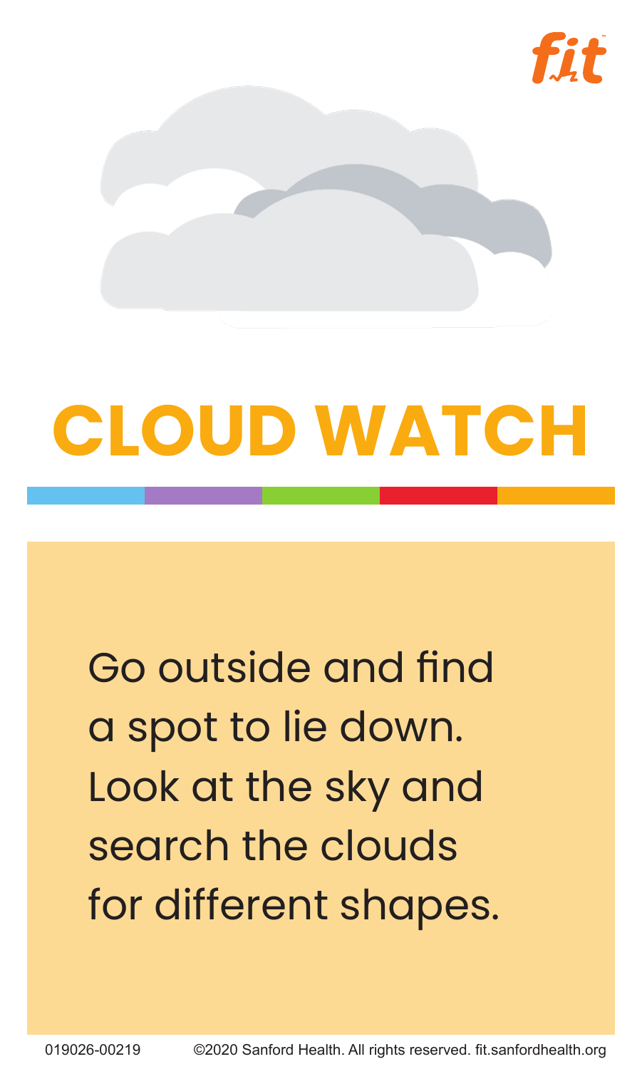fit

# CLOUD WATCH

Go outside and find a spot to lie down. Look at the sky and search the clouds for different shapes.

019026-00219 ©2020 Sanford Health. All rights reserved. fit.sanfordhealth.org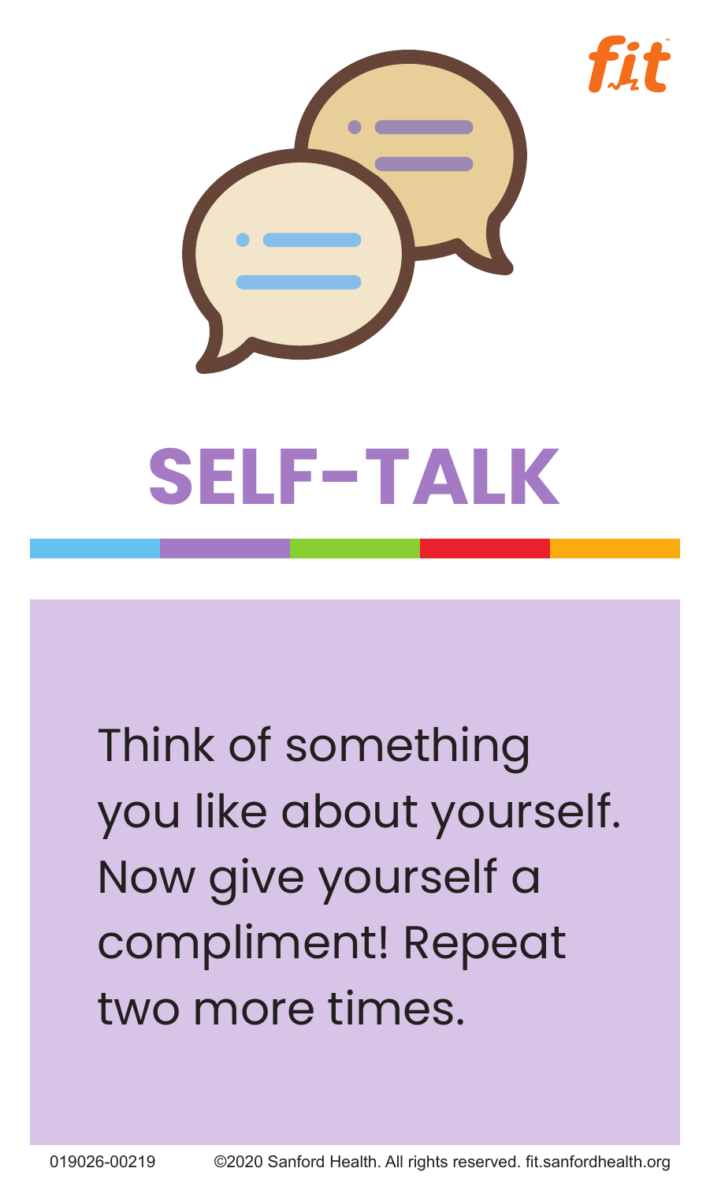# SELF-TALK

Think of something you like about yourself. Now give yourself a compliment! Repeat two more times.

019026-00219 ©2020 Sanford Health. All rights reserved. fit.sanfordhealth.org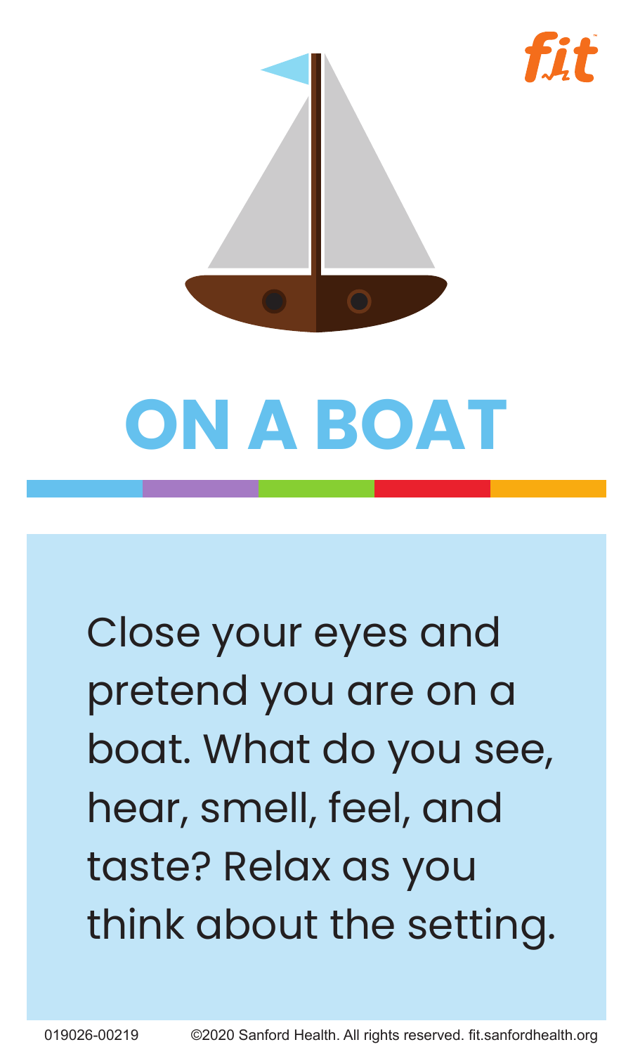# ON A BOAT

Close your eyes and pretend you are on a boat. What do you see, hear, smell, feel, and taste? Relax as you think about the setting.

019026-00219 ©2020 Sanford Health. All rights reserved. fit.sanfordhealth.org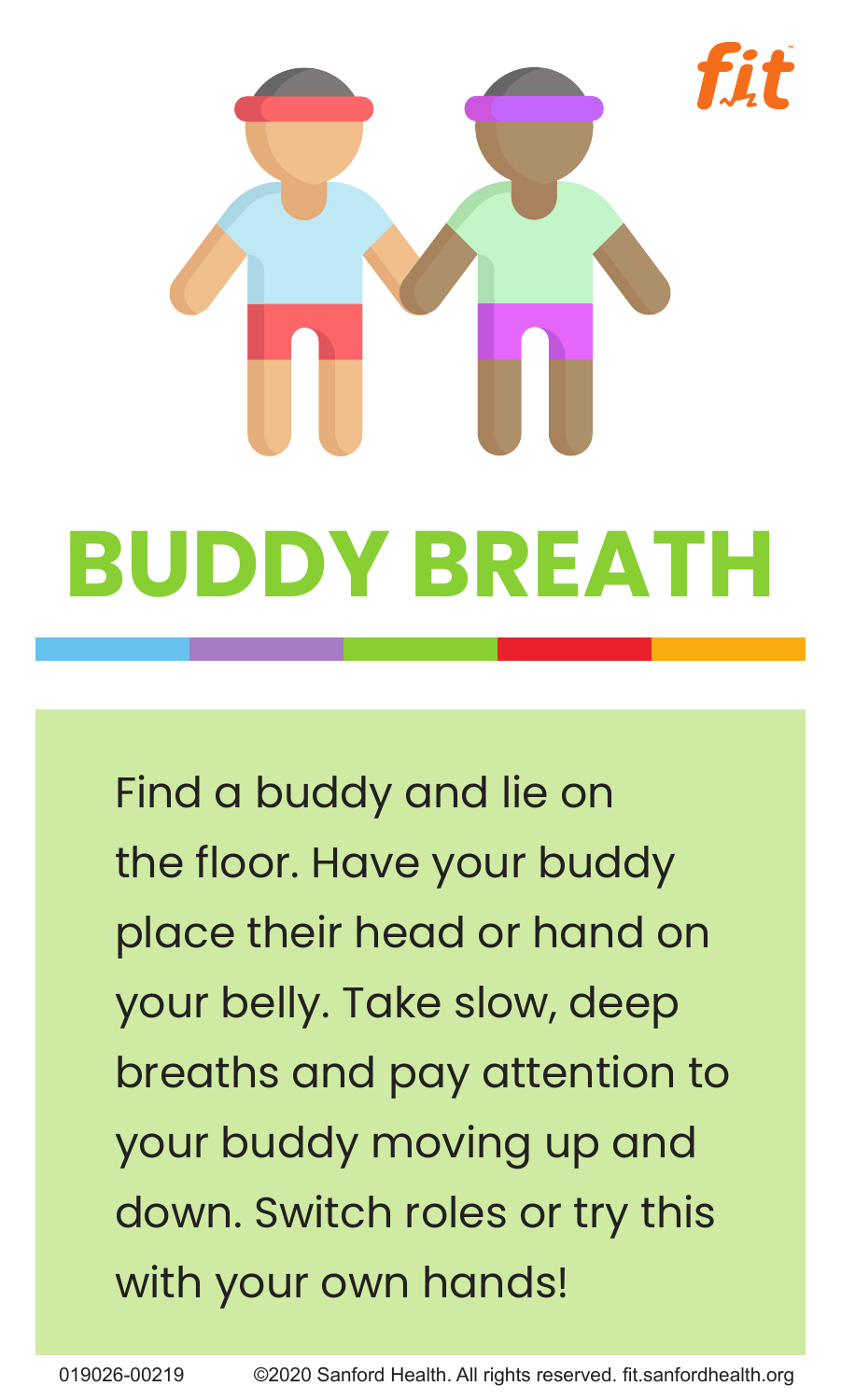# BUDDY BREATH

Find a buddy and lie on the floor. Have your buddy place their head or hand on your belly. Take slow, deep breaths and pay attention to your buddy moving up and down. Switch roles or try this with your own hands!

019026-00219 ©2020 Sanford Health. All rights reserved. fit.sanfordhealth.org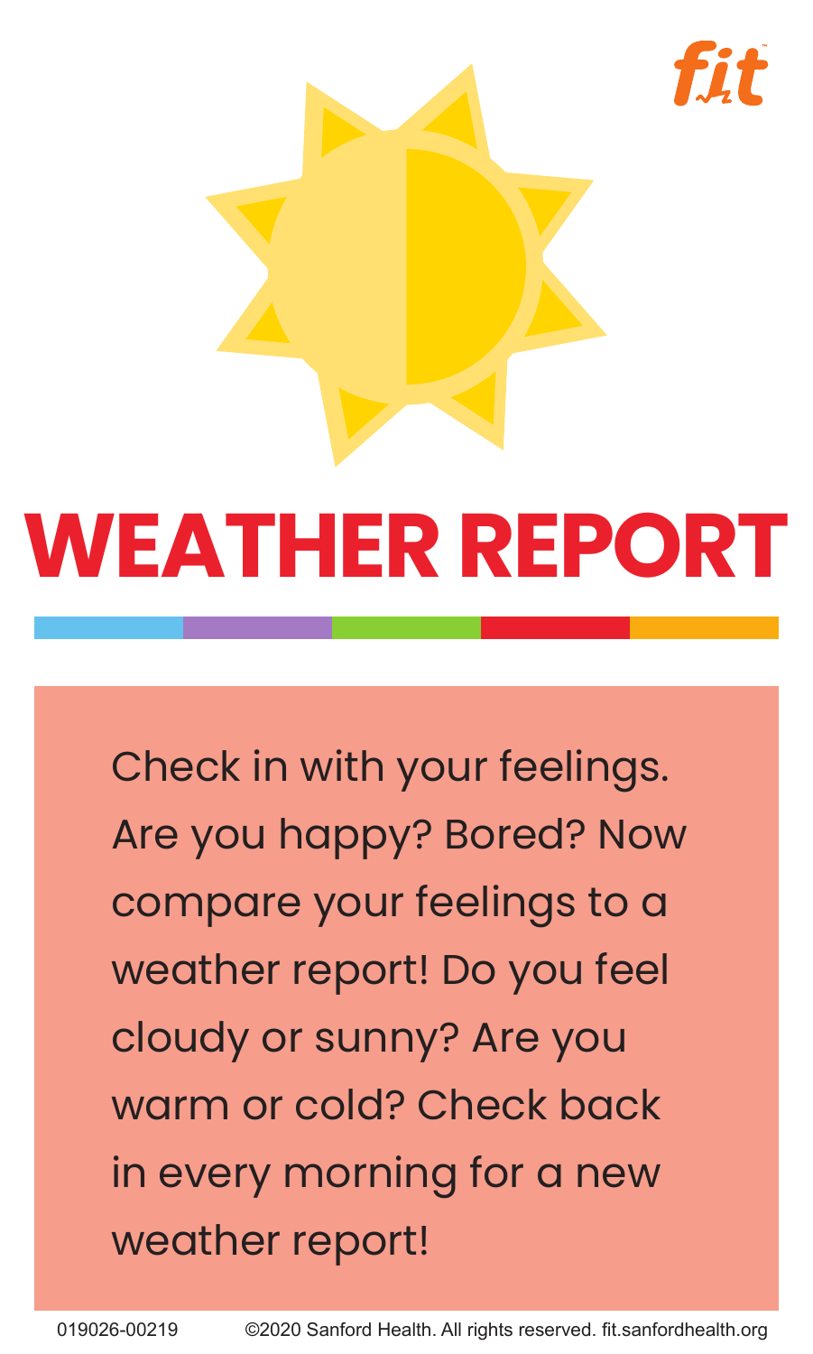# WEATHER REPORT

Check in with your feelings. Are you happy? Bored? Now compare your feelings to a weather report! Do you feel cloudy or sunny? Are you warm or cold? Check back in every morning for a new weather report!

019026-00219 ©2020 Sanford Health. All rights reserved. fit.sanfordhealth.org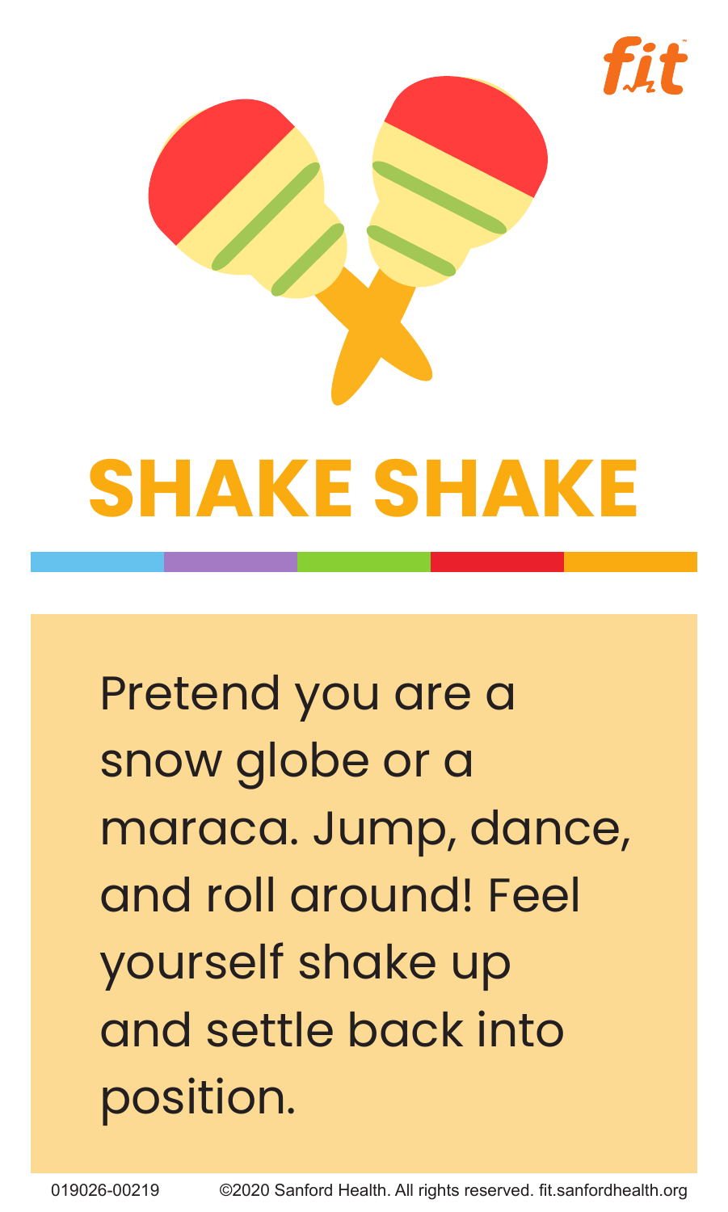# SHAKE SHAKE

Pretend you are a snow globe or a maraca. Jump, dance, and roll around! Feel yourself shake up and settle back into position.

019026-00219 ©2020 Sanford Health. All rights reserved. fit.sanfordhealth.org